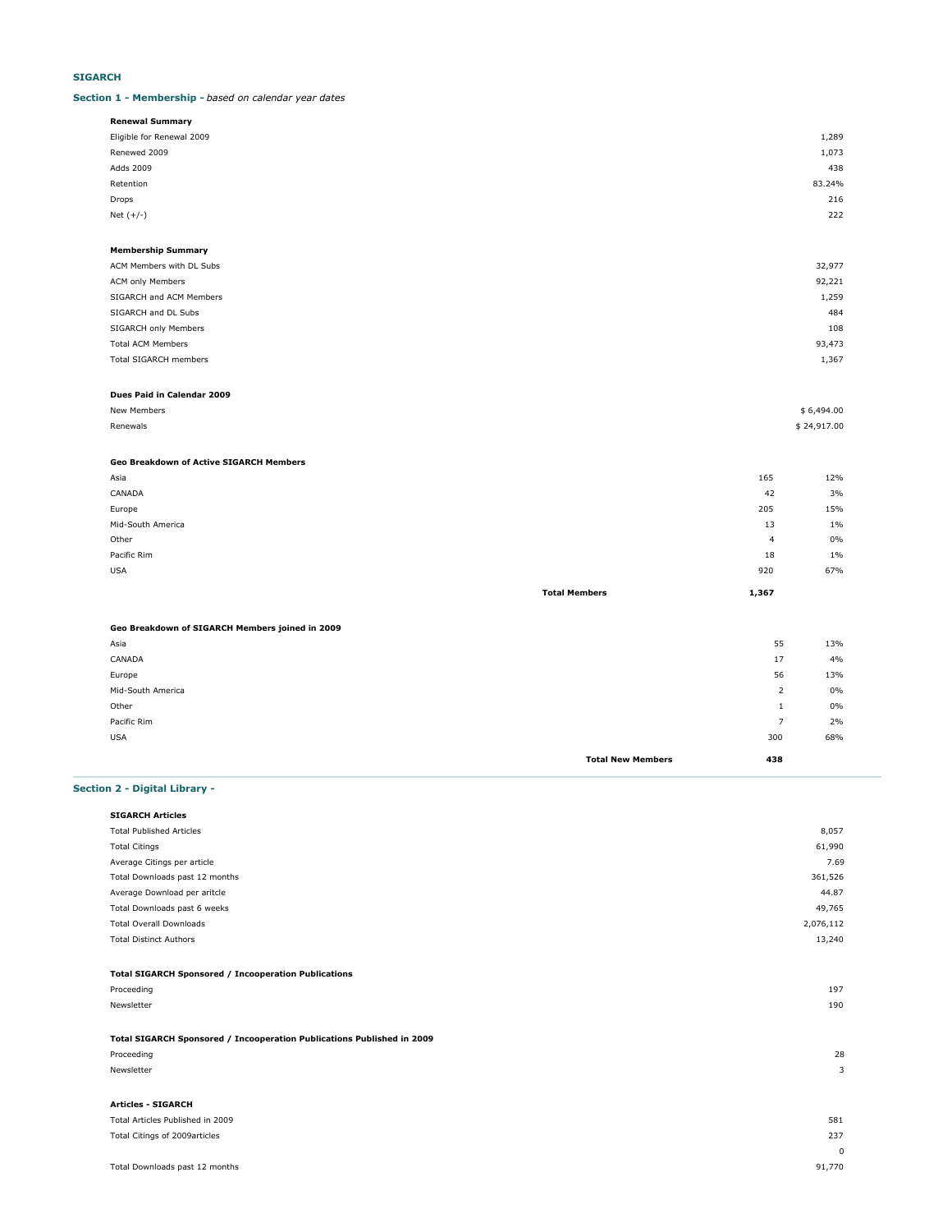**SIGARCH**

**Section 1 - Membership -** *based on calendar year dates*

**Renewal Summary**

| | |
|---|---|
| Eligible for Renewal 2009 | 1,289 |
| Renewed 2009 | 1,073 |
| Adds 2009 | 438 |
| Retention | 83.24% |
| Drops | 216 |
| Net (+/-) | 222 |

**Membership Summary**

| | |
|---|---|
| ACM Members with DL Subs | 32,977 |
| ACM only Members | 92,221 |
| SIGARCH and ACM Members | 1,259 |
| SIGARCH and DL Subs | 484 |
| SIGARCH only Members | 108 |
| Total ACM Members | 93,473 |
| Total SIGARCH members | 1,367 |

**Dues Paid in Calendar 2009**

| | |
|---|---|
| New Members | $ 6,494.00 |
| Renewals | $ 24,917.00 |

**Geo Breakdown of Active SIGARCH Members**

| | | | |
|---|---|---|---|
| Asia | | 165 | 12% |
| CANADA | | 42 | 3% |
| Europe | | 205 | 15% |
| Mid-South America | | 13 | 1% |
| Other | | 4 | 0% |
| Pacific Rim | | 18 | 1% |
| USA | | 920 | 67% |
| | **Total Members** | **1,367** | |

**Geo Breakdown of SIGARCH Members joined in 2009**

| | | | |
|---|---|---|---|
| Asia | | 55 | 13% |
| CANADA | | 17 | 4% |
| Europe | | 56 | 13% |
| Mid-South America | | 2 | 0% |
| Other | | 1 | 0% |
| Pacific Rim | | 7 | 2% |
| USA | | 300 | 68% |
| | **Total New Members** | **438** | |

**Section 2 - Digital Library -**

**SIGARCH Articles**

| | |
|---|---|
| Total Published Articles | 8,057 |
| Total Citings | 61,990 |
| Average Citings per article | 7.69 |
| Total Downloads past 12 months | 361,526 |
| Average Download per aritcle | 44.87 |
| Total Downloads past 6 weeks | 49,765 |
| Total Overall Downloads | 2,076,112 |
| Total Distinct Authors | 13,240 |

**Total SIGARCH Sponsored / Incooperation Publications**

| | |
|---|---|
| Proceeding | 197 |
| Newsletter | 190 |

**Total SIGARCH Sponsored / Incooperation Publications Published in 2009**

| | |
|---|---|
| Proceeding | 28 |
| Newsletter | 3 |

**Articles - SIGARCH**

| | |
|---|---|
| Total Articles Published in 2009 | 581 |
| Total Citings of 2009articles | 237 |
| | 0 |
| Total Downloads past 12 months | 91,770 |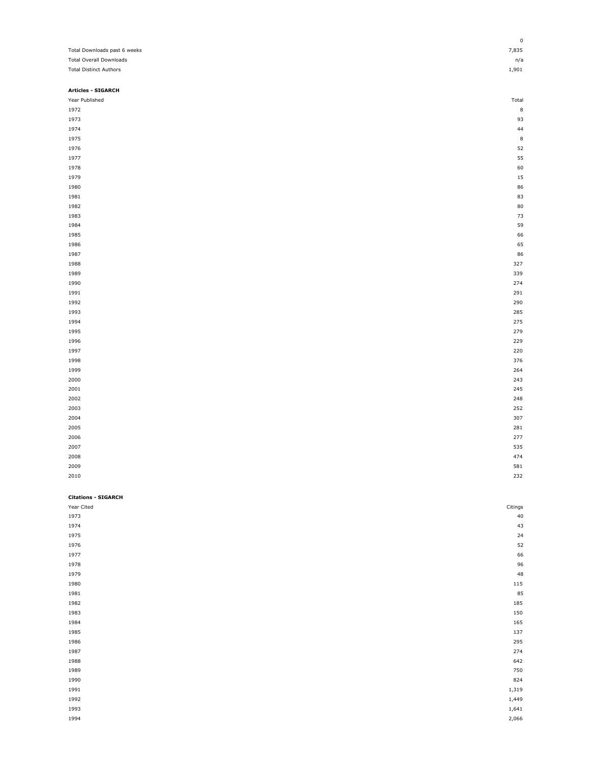| | |
|---|---|
| | 0 |
| Total Downloads past 6 weeks | 7,835 |
| Total Overall Downloads | n/a |
| Total Distinct Authors | 1,901 |

**Articles - SIGARCH**

| Year Published | Total |
|---|---|
| 1972 | 8 |
| 1973 | 93 |
| 1974 | 44 |
| 1975 | 8 |
| 1976 | 52 |
| 1977 | 55 |
| 1978 | 60 |
| 1979 | 15 |
| 1980 | 86 |
| 1981 | 83 |
| 1982 | 80 |
| 1983 | 73 |
| 1984 | 59 |
| 1985 | 66 |
| 1986 | 65 |
| 1987 | 86 |
| 1988 | 327 |
| 1989 | 339 |
| 1990 | 274 |
| 1991 | 291 |
| 1992 | 290 |
| 1993 | 285 |
| 1994 | 275 |
| 1995 | 279 |
| 1996 | 229 |
| 1997 | 220 |
| 1998 | 376 |
| 1999 | 264 |
| 2000 | 243 |
| 2001 | 245 |
| 2002 | 248 |
| 2003 | 252 |
| 2004 | 307 |
| 2005 | 281 |
| 2006 | 277 |
| 2007 | 535 |
| 2008 | 474 |
| 2009 | 581 |
| 2010 | 232 |

**Citations - SIGARCH**

| Year Cited | Citings |
|---|---|
| 1973 | 40 |
| 1974 | 43 |
| 1975 | 24 |
| 1976 | 52 |
| 1977 | 66 |
| 1978 | 96 |
| 1979 | 48 |
| 1980 | 115 |
| 1981 | 85 |
| 1982 | 185 |
| 1983 | 150 |
| 1984 | 165 |
| 1985 | 137 |
| 1986 | 295 |
| 1987 | 274 |
| 1988 | 642 |
| 1989 | 750 |
| 1990 | 824 |
| 1991 | 1,319 |
| 1992 | 1,449 |
| 1993 | 1,641 |
| 1994 | 2,066 |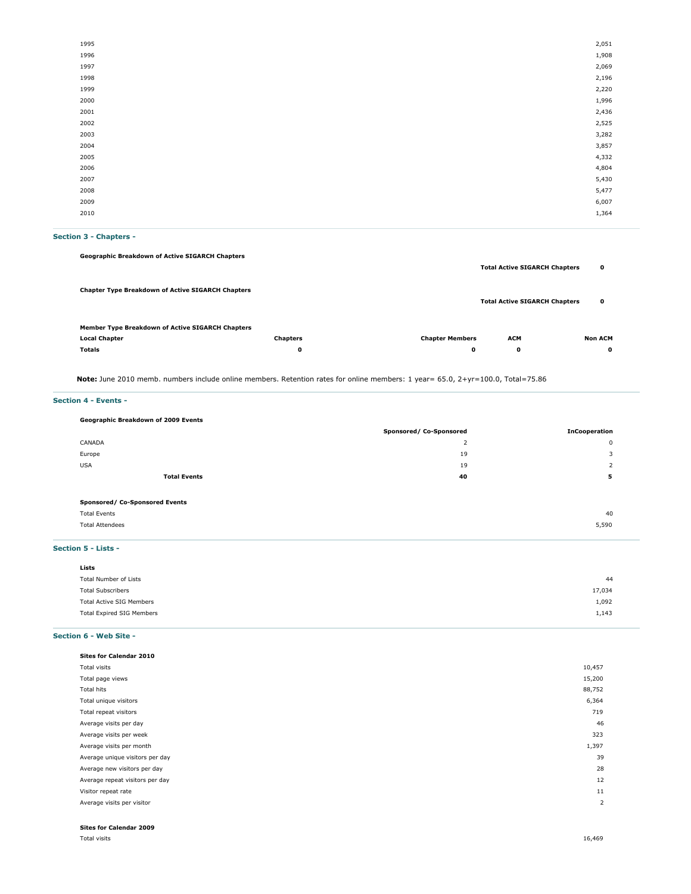| | |
|---|---|
| 1995 | 2,051 |
| 1996 | 1,908 |
| 1997 | 2,069 |
| 1998 | 2,196 |
| 1999 | 2,220 |
| 2000 | 1,996 |
| 2001 | 2,436 |
| 2002 | 2,525 |
| 2003 | 3,282 |
| 2004 | 3,857 |
| 2005 | 4,332 |
| 2006 | 4,804 |
| 2007 | 5,430 |
| 2008 | 5,477 |
| 2009 | 6,007 |
| 2010 | 1,364 |

### Section 3 - Chapters -

**Geographic Breakdown of Active SIGARCH Chapters**

**Total Active SIGARCH Chapters** **0**

**Chapter Type Breakdown of Active SIGARCH Chapters**

**Total Active SIGARCH Chapters** **0**

**Member Type Breakdown of Active SIGARCH Chapters**

| Local Chapter | Chapters | Chapter Members | ACM | Non ACM |
|---|---|---|---|---|
| **Totals** | **0** | **0** | **0** | **0** |

**Note:** June 2010 memb. numbers include online members. Retention rates for online members: 1 year= 65.0, 2+yr=100.0, Total=75.86

### Section 4 - Events -

**Geographic Breakdown of 2009 Events**

| | Sponsored/ Co-Sponsored | InCooperation |
|---|---|---|
| CANADA | 2 | 0 |
| Europe | 19 | 3 |
| USA | 19 | 2 |
| **Total Events** | **40** | **5** |

**Sponsored/ Co-Sponsored Events**

| | |
|---|---|
| Total Events | 40 |
| Total Attendees | 5,590 |

### Section 5 - Lists -

**Lists**

| | |
|---|---|
| Total Number of Lists | 44 |
| Total Subscribers | 17,034 |
| Total Active SIG Members | 1,092 |
| Total Expired SIG Members | 1,143 |

### Section 6 - Web Site -

**Sites for Calendar 2010**

| | |
|---|---|
| Total visits | 10,457 |
| Total page views | 15,200 |
| Total hits | 88,752 |
| Total unique visitors | 6,364 |
| Total repeat visitors | 719 |
| Average visits per day | 46 |
| Average visits per week | 323 |
| Average visits per month | 1,397 |
| Average unique visitors per day | 39 |
| Average new visitors per day | 28 |
| Average repeat visitors per day | 12 |
| Visitor repeat rate | 11 |
| Average visits per visitor | 2 |

**Sites for Calendar 2009**

| | |
|---|---|
| Total visits | 16,469 |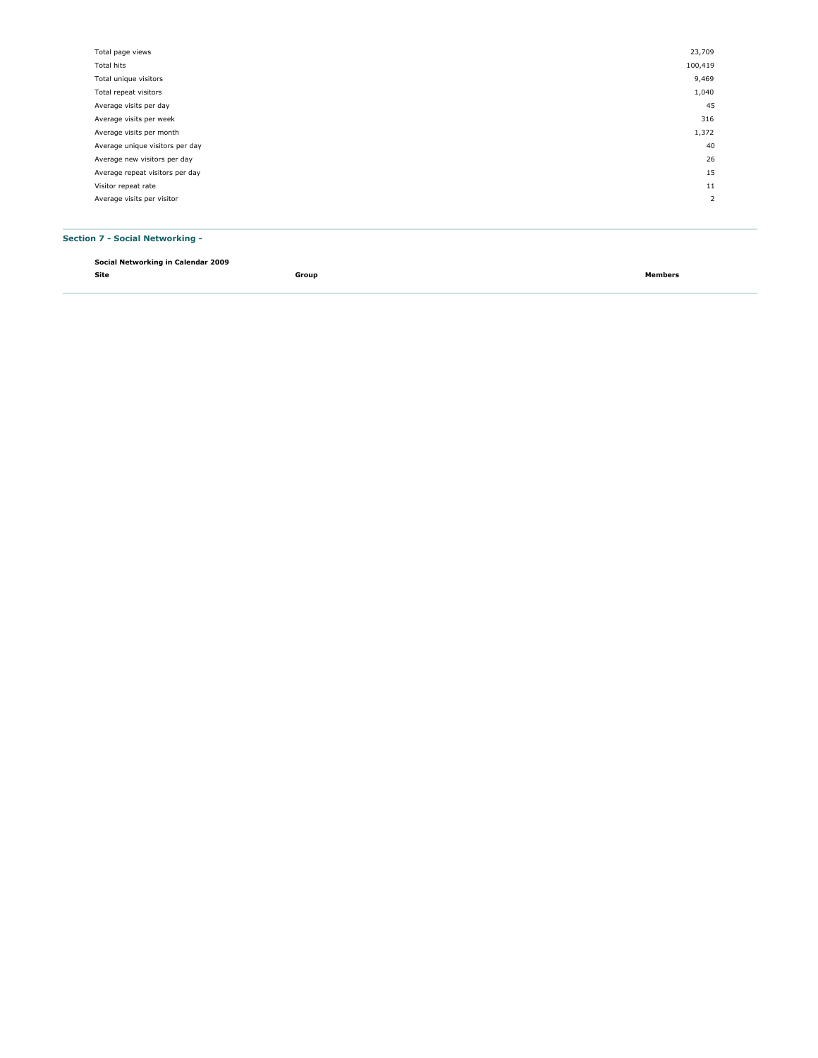| | |
|---|---|
| Total page views | 23,709 |
| Total hits | 100,419 |
| Total unique visitors | 9,469 |
| Total repeat visitors | 1,040 |
| Average visits per day | 45 |
| Average visits per week | 316 |
| Average visits per month | 1,372 |
| Average unique visitors per day | 40 |
| Average new visitors per day | 26 |
| Average repeat visitors per day | 15 |
| Visitor repeat rate | 11 |
| Average visits per visitor | 2 |

## Section 7 - Social Networking -

**Social Networking in Calendar 2009**

| Site | Group | Members |
|---|---|---|